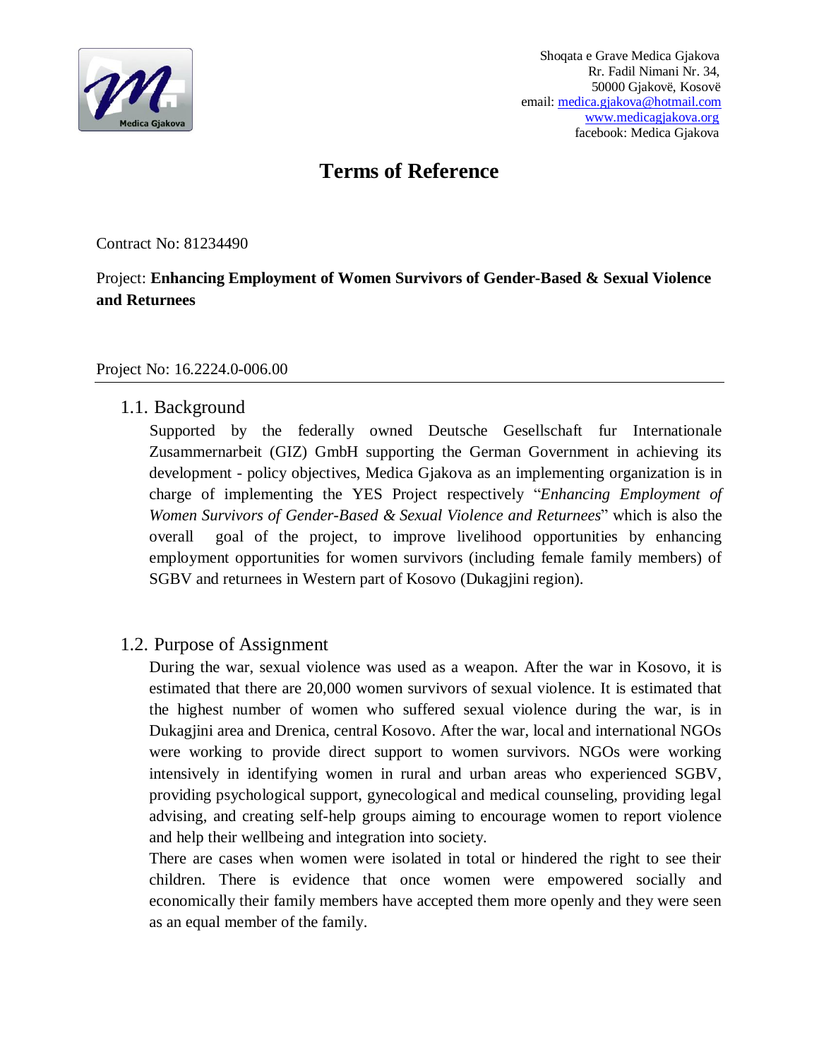Shoqata e Grave Medica Gjakova
Rr. Fadil Nimani Nr. 34,
50000 Gjakovë, Kosovë
email: medica.gjakova@hotmail.com
www.medicagjakova.org
facebook: Medica Gjakova

# Terms of Reference

Contract No: 81234490

Project: **Enhancing Employment of Women Survivors of Gender-Based & Sexual Violence and Returnees**

Project No: 16.2224.0-006.00

## 1.1. Background

Supported by the federally owned Deutsche Gesellschaft fur Internationale Zusammernarbeit (GIZ) GmbH supporting the German Government in achieving its development - policy objectives, Medica Gjakova as an implementing organization is in charge of implementing the YES Project respectively "*Enhancing Employment of Women Survivors of Gender-Based & Sexual Violence and Returnees*" which is also the overall goal of the project, to improve livelihood opportunities by enhancing employment opportunities for women survivors (including female family members) of SGBV and returnees in Western part of Kosovo (Dukagjini region).

## 1.2. Purpose of Assignment

During the war, sexual violence was used as a weapon. After the war in Kosovo, it is estimated that there are 20,000 women survivors of sexual violence. It is estimated that the highest number of women who suffered sexual violence during the war, is in Dukagjini area and Drenica, central Kosovo. After the war, local and international NGOs were working to provide direct support to women survivors. NGOs were working intensively in identifying women in rural and urban areas who experienced SGBV, providing psychological support, gynecological and medical counseling, providing legal advising, and creating self-help groups aiming to encourage women to report violence and help their wellbeing and integration into society.

There are cases when women were isolated in total or hindered the right to see their children. There is evidence that once women were empowered socially and economically their family members have accepted them more openly and they were seen as an equal member of the family.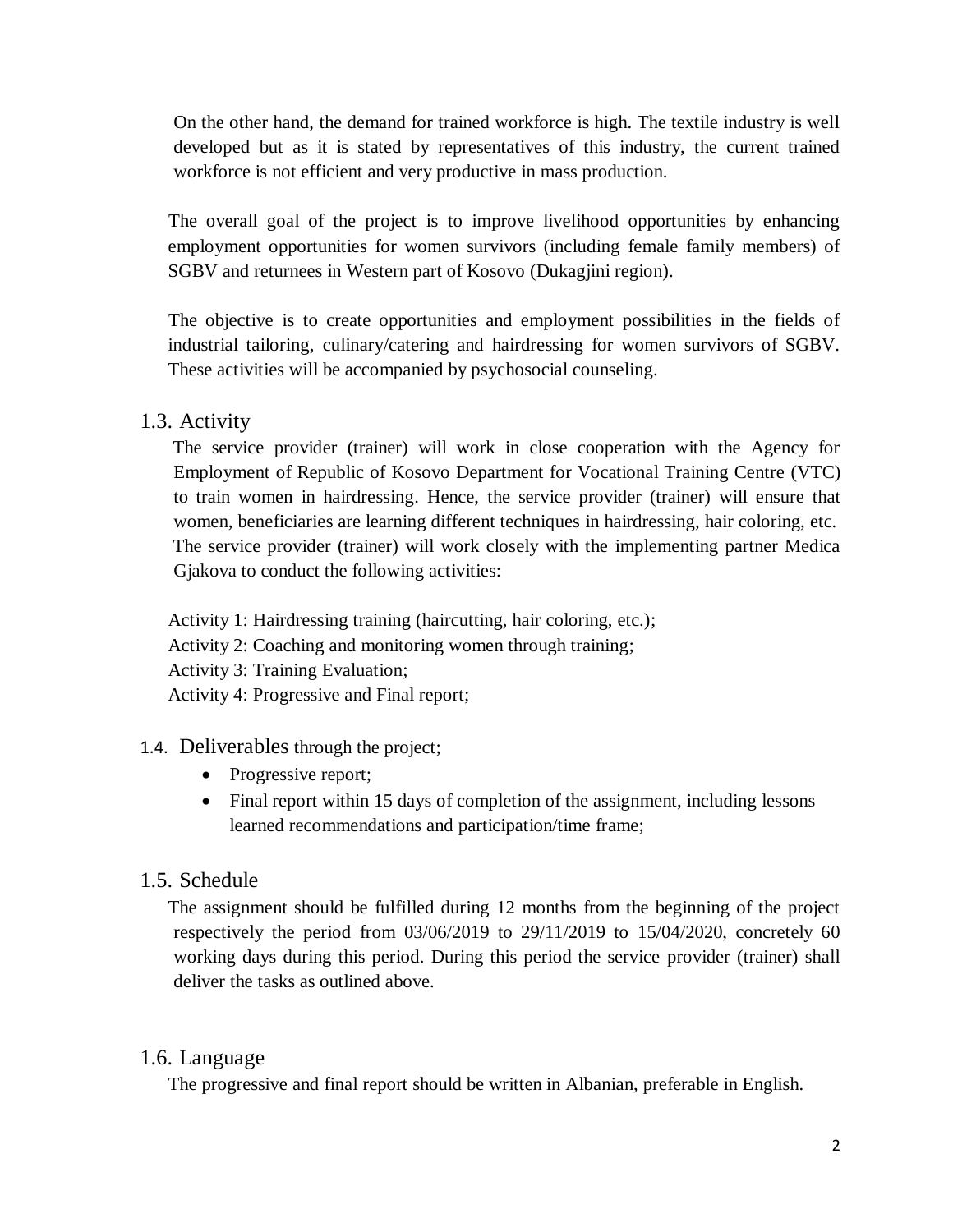On the other hand, the demand for trained workforce is high. The textile industry is well developed but as it is stated by representatives of this industry, the current trained workforce is not efficient and very productive in mass production.

The overall goal of the project is to improve livelihood opportunities by enhancing employment opportunities for women survivors (including female family members) of SGBV and returnees in Western part of Kosovo (Dukagjini region).

The objective is to create opportunities and employment possibilities in the fields of industrial tailoring, culinary/catering and hairdressing for women survivors of SGBV. These activities will be accompanied by psychosocial counseling.

## 1.3. Activity

The service provider (trainer) will work in close cooperation with the Agency for Employment of Republic of Kosovo Department for Vocational Training Centre (VTC) to train women in hairdressing. Hence, the service provider (trainer) will ensure that women, beneficiaries are learning different techniques in hairdressing, hair coloring, etc. The service provider (trainer) will work closely with the implementing partner Medica Gjakova to conduct the following activities:

Activity 1: Hairdressing training (haircutting, hair coloring, etc.);
Activity 2: Coaching and monitoring women through training;
Activity 3: Training Evaluation;
Activity 4: Progressive and Final report;

## 1.4. Deliverables through the project;

- Progressive report;
- Final report within 15 days of completion of the assignment, including lessons learned recommendations and participation/time frame;

## 1.5. Schedule

The assignment should be fulfilled during 12 months from the beginning of the project respectively the period from 03/06/2019 to 29/11/2019 to 15/04/2020, concretely 60 working days during this period. During this period the service provider (trainer) shall deliver the tasks as outlined above.

## 1.6. Language

The progressive and final report should be written in Albanian, preferable in English.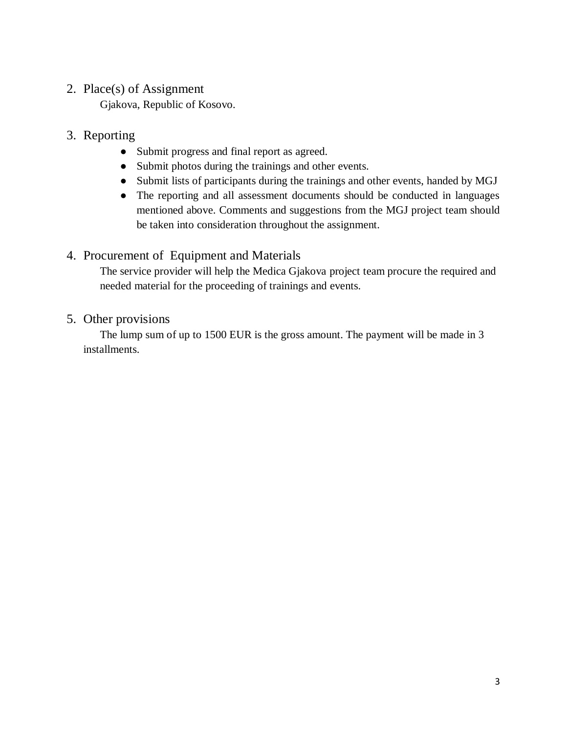2. Place(s) of Assignment

   Gjakova, Republic of Kosovo.

3. Reporting

   - Submit progress and final report as agreed.
   - Submit photos during the trainings and other events.
   - Submit lists of participants during the trainings and other events, handed by MGJ
   - The reporting and all assessment documents should be conducted in languages mentioned above. Comments and suggestions from the MGJ project team should be taken into consideration throughout the assignment.

4. Procurement of Equipment and Materials

   The service provider will help the Medica Gjakova project team procure the required and needed material for the proceeding of trainings and events.

5. Other provisions

   The lump sum of up to 1500 EUR is the gross amount. The payment will be made in 3 installments.